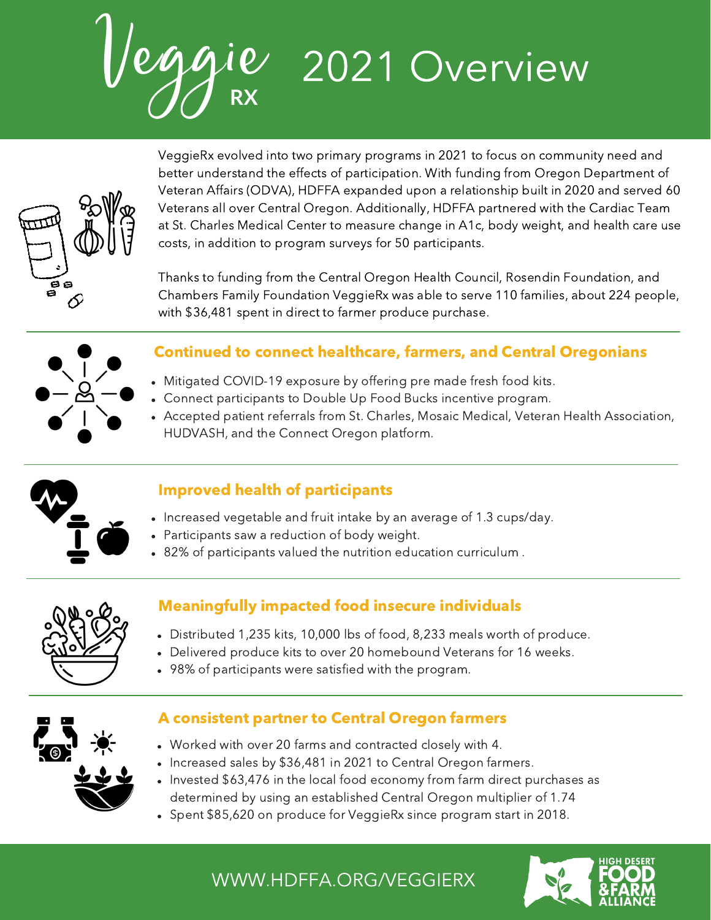# VeggieRx 2021 Overview

VeggieRx evolved into two primary programs in 2021 to focus on community need and better understand the effects of participation. With funding from Oregon Department of Veteran Affairs (ODVA), HDFFA expanded upon a relationship built in 2020 and served 60 Veterans all over Central Oregon. Additionally, HDFFA partnered with the Cardiac Team at St. Charles Medical Center to measure change in A1c, body weight, and health care use costs, in addition to program surveys for 50 participants.

Thanks to funding from the Central Oregon Health Council, Rosendin Foundation, and Chambers Family Foundation VeggieRx was able to serve 110 families, about 224 people, with $36,481 spent in direct to farmer produce purchase.

## Continued to connect healthcare, farmers, and Central Oregonians

- Mitigated COVID-19 exposure by offering pre made fresh food kits.
- Connect participants to Double Up Food Bucks incentive program.
- Accepted patient referrals from St. Charles, Mosaic Medical, Veteran Health Association, HUDVASH, and the Connect Oregon platform.

## Improved health of participants

- Increased vegetable and fruit intake by an average of 1.3 cups/day.
- Participants saw a reduction of body weight.
- 82% of participants valued the nutrition education curriculum .

## Meaningfully impacted food insecure individuals

- Distributed 1,235 kits, 10,000 lbs of food, 8,233 meals worth of produce.
- Delivered produce kits to over 20 homebound Veterans for 16 weeks.
- 98% of participants were satisfied with the program.

## A consistent partner to Central Oregon farmers

- Worked with over 20 farms and contracted closely with 4.
- Increased sales by $36,481 in 2021 to Central Oregon farmers.
- Invested $63,476 in the local food economy from farm direct purchases as determined by using an established Central Oregon multiplier of 1.74
- Spent $85,620 on produce for VeggieRx since program start in 2018.

WWW.HDFFA.ORG/VEGGIERX

HIGH DESERT FOOD & FARM ALLIANCE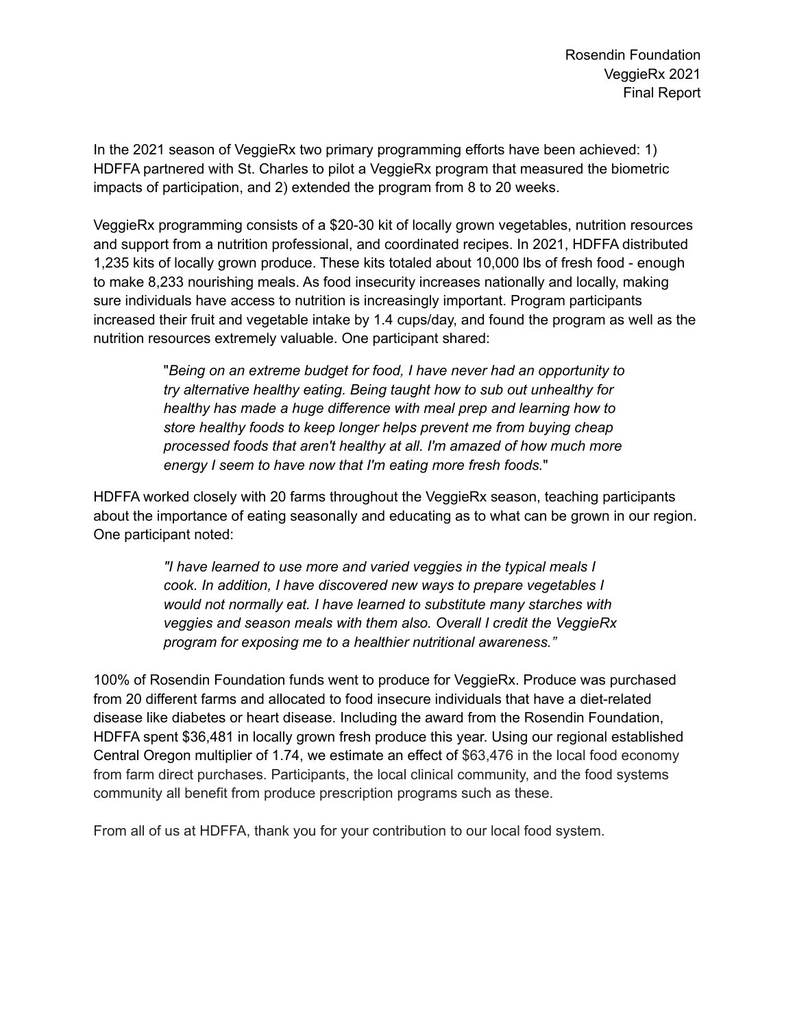Rosendin Foundation
VeggieRx 2021
Final Report

In the 2021 season of VeggieRx two primary programming efforts have been achieved: 1) HDFFA partnered with St. Charles to pilot a VeggieRx program that measured the biometric impacts of participation, and 2) extended the program from 8 to 20 weeks.

VeggieRx programming consists of a $20-30 kit of locally grown vegetables, nutrition resources and support from a nutrition professional, and coordinated recipes. In 2021, HDFFA distributed 1,235 kits of locally grown produce. These kits totaled about 10,000 lbs of fresh food - enough to make 8,233 nourishing meals. As food insecurity increases nationally and locally, making sure individuals have access to nutrition is increasingly important. Program participants increased their fruit and vegetable intake by 1.4 cups/day, and found the program as well as the nutrition resources extremely valuable. One participant shared:

> "*Being on an extreme budget for food, I have never had an opportunity to try alternative healthy eating. Being taught how to sub out unhealthy for healthy has made a huge difference with meal prep and learning how to store healthy foods to keep longer helps prevent me from buying cheap processed foods that aren't healthy at all. I'm amazed of how much more energy I seem to have now that I'm eating more fresh foods.*"

HDFFA worked closely with 20 farms throughout the VeggieRx season, teaching participants about the importance of eating seasonally and educating as to what can be grown in our region. One participant noted:

> *"I have learned to use more and varied veggies in the typical meals I cook. In addition, I have discovered new ways to prepare vegetables I would not normally eat. I have learned to substitute many starches with veggies and season meals with them also. Overall I credit the VeggieRx program for exposing me to a healthier nutritional awareness."*

100% of Rosendin Foundation funds went to produce for VeggieRx. Produce was purchased from 20 different farms and allocated to food insecure individuals that have a diet-related disease like diabetes or heart disease. Including the award from the Rosendin Foundation, HDFFA spent $36,481 in locally grown fresh produce this year. Using our regional established Central Oregon multiplier of 1.74, we estimate an effect of $63,476 in the local food economy from farm direct purchases. Participants, the local clinical community, and the food systems community all benefit from produce prescription programs such as these.

From all of us at HDFFA, thank you for your contribution to our local food system.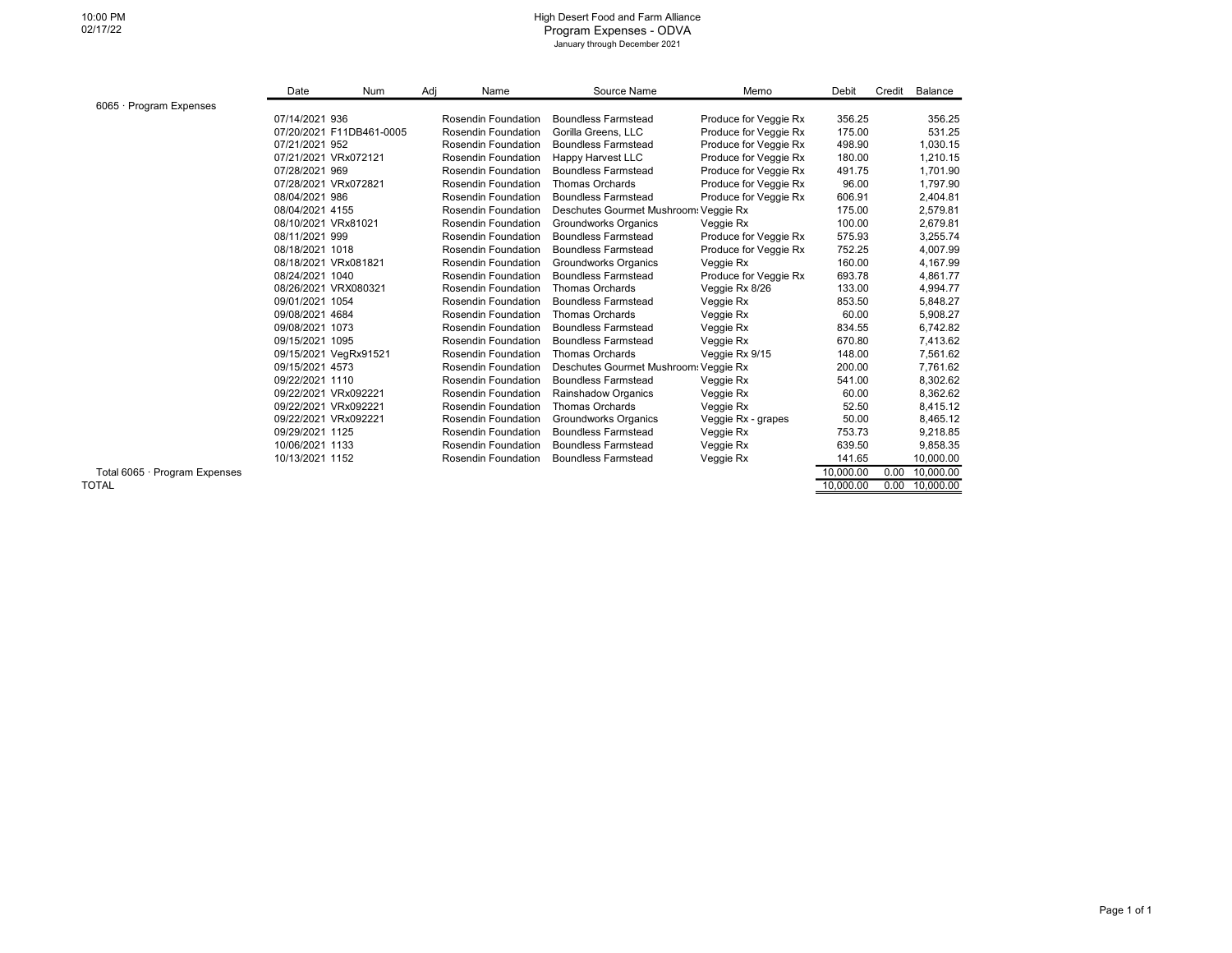# High Desert Food and Farm Alliance

## Program Expenses - ODVA

January through December 2021

10:00 PM
02/17/22

| | Date | Num | Adj | Name | Source Name | Memo | Debit | Credit | Balance |
|---|---|---|---|---|---|---|---|---|---|
| 6065 · Program Expenses | | | | | | | | | |
| | 07/14/2021 | 936 | | Rosendin Foundation | Boundless Farmstead | Produce for Veggie Rx | 356.25 | | 356.25 |
| | 07/20/2021 | F11DB461-0005 | | Rosendin Foundation | Gorilla Greens, LLC | Produce for Veggie Rx | 175.00 | | 531.25 |
| | 07/21/2021 | 952 | | Rosendin Foundation | Boundless Farmstead | Produce for Veggie Rx | 498.90 | | 1,030.15 |
| | 07/21/2021 | VRx072121 | | Rosendin Foundation | Happy Harvest LLC | Produce for Veggie Rx | 180.00 | | 1,210.15 |
| | 07/28/2021 | 969 | | Rosendin Foundation | Boundless Farmstead | Produce for Veggie Rx | 491.75 | | 1,701.90 |
| | 07/28/2021 | VRx072821 | | Rosendin Foundation | Thomas Orchards | Produce for Veggie Rx | 96.00 | | 1,797.90 |
| | 08/04/2021 | 986 | | Rosendin Foundation | Boundless Farmstead | Produce for Veggie Rx | 606.91 | | 2,404.81 |
| | 08/04/2021 | 4155 | | Rosendin Foundation | Deschutes Gourmet Mushrooms | Veggie Rx | 175.00 | | 2,579.81 |
| | 08/10/2021 | VRx81021 | | Rosendin Foundation | Groundworks Organics | Veggie Rx | 100.00 | | 2,679.81 |
| | 08/11/2021 | 999 | | Rosendin Foundation | Boundless Farmstead | Produce for Veggie Rx | 575.93 | | 3,255.74 |
| | 08/18/2021 | 1018 | | Rosendin Foundation | Boundless Farmstead | Produce for Veggie Rx | 752.25 | | 4,007.99 |
| | 08/18/2021 | VRx081821 | | Rosendin Foundation | Groundworks Organics | Veggie Rx | 160.00 | | 4,167.99 |
| | 08/24/2021 | 1040 | | Rosendin Foundation | Boundless Farmstead | Produce for Veggie Rx | 693.78 | | 4,861.77 |
| | 08/26/2021 | VRX080321 | | Rosendin Foundation | Thomas Orchards | Veggie Rx 8/26 | 133.00 | | 4,994.77 |
| | 09/01/2021 | 1054 | | Rosendin Foundation | Boundless Farmstead | Veggie Rx | 853.50 | | 5,848.27 |
| | 09/08/2021 | 4684 | | Rosendin Foundation | Thomas Orchards | Veggie Rx | 60.00 | | 5,908.27 |
| | 09/08/2021 | 1073 | | Rosendin Foundation | Boundless Farmstead | Veggie Rx | 834.55 | | 6,742.82 |
| | 09/15/2021 | 1095 | | Rosendin Foundation | Boundless Farmstead | Veggie Rx | 670.80 | | 7,413.62 |
| | 09/15/2021 | VegRx91521 | | Rosendin Foundation | Thomas Orchards | Veggie Rx 9/15 | 148.00 | | 7,561.62 |
| | 09/15/2021 | 4573 | | Rosendin Foundation | Deschutes Gourmet Mushrooms | Veggie Rx | 200.00 | | 7,761.62 |
| | 09/22/2021 | 1110 | | Rosendin Foundation | Boundless Farmstead | Veggie Rx | 541.00 | | 8,302.62 |
| | 09/22/2021 | VRx092221 | | Rosendin Foundation | Rainshadow Organics | Veggie Rx | 60.00 | | 8,362.62 |
| | 09/22/2021 | VRx092221 | | Rosendin Foundation | Thomas Orchards | Veggie Rx | 52.50 | | 8,415.12 |
| | 09/22/2021 | VRx092221 | | Rosendin Foundation | Groundworks Organics | Veggie Rx - grapes | 50.00 | | 8,465.12 |
| | 09/29/2021 | 1125 | | Rosendin Foundation | Boundless Farmstead | Veggie Rx | 753.73 | | 9,218.85 |
| | 10/06/2021 | 1133 | | Rosendin Foundation | Boundless Farmstead | Veggie Rx | 639.50 | | 9,858.35 |
| | 10/13/2021 | 1152 | | Rosendin Foundation | Boundless Farmstead | Veggie Rx | 141.65 | | 10,000.00 |
| Total 6065 · Program Expenses | | | | | | | 10,000.00 | 0.00 | 10,000.00 |
| TOTAL | | | | | | | 10,000.00 | 0.00 | 10,000.00 |